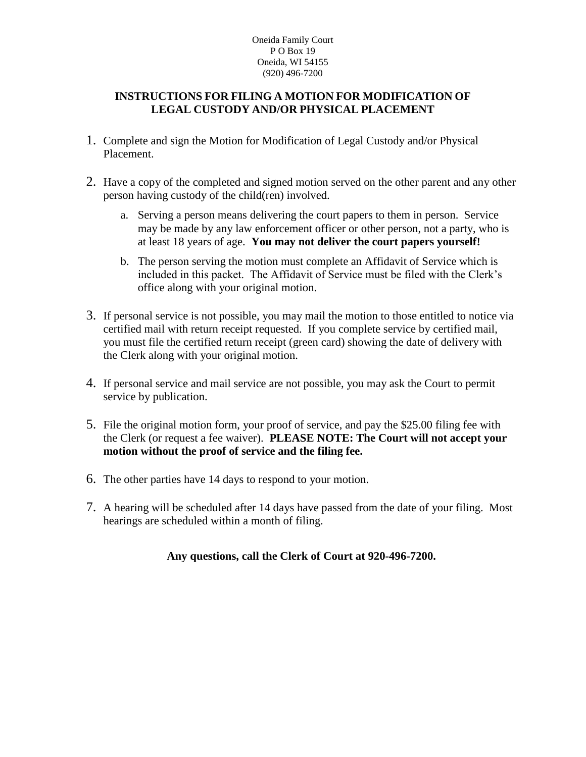Oneida Family Court
P O Box 19
Oneida, WI 54155
(920) 496-7200

## INSTRUCTIONS FOR FILING A MOTION FOR MODIFICATION OF LEGAL CUSTODY AND/OR PHYSICAL PLACEMENT

1. Complete and sign the Motion for Modification of Legal Custody and/or Physical Placement.

2. Have a copy of the completed and signed motion served on the other parent and any other person having custody of the child(ren) involved.

   a. Serving a person means delivering the court papers to them in person. Service may be made by any law enforcement officer or other person, not a party, who is at least 18 years of age. **You may not deliver the court papers yourself!**

   b. The person serving the motion must complete an Affidavit of Service which is included in this packet. The Affidavit of Service must be filed with the Clerk's office along with your original motion.

3. If personal service is not possible, you may mail the motion to those entitled to notice via certified mail with return receipt requested. If you complete service by certified mail, you must file the certified return receipt (green card) showing the date of delivery with the Clerk along with your original motion.

4. If personal service and mail service are not possible, you may ask the Court to permit service by publication.

5. File the original motion form, your proof of service, and pay the $25.00 filing fee with the Clerk (or request a fee waiver). **PLEASE NOTE: The Court will not accept your motion without the proof of service and the filing fee.**

6. The other parties have 14 days to respond to your motion.

7. A hearing will be scheduled after 14 days have passed from the date of your filing. Most hearings are scheduled within a month of filing.

**Any questions, call the Clerk of Court at 920-496-7200.**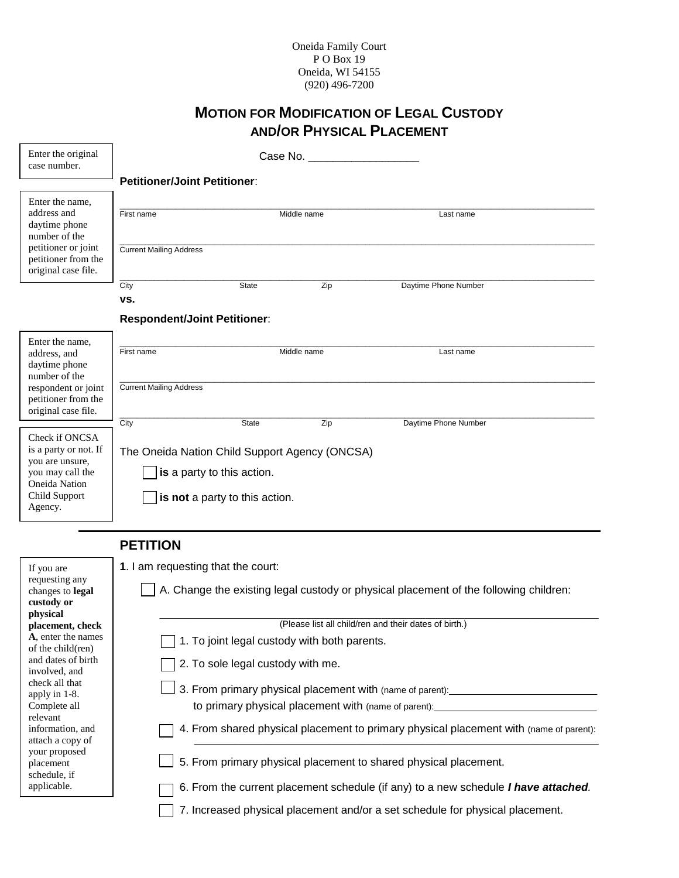Oneida Family Court
P O Box 19
Oneida, WI 54155
(920) 496-7200

# MOTION FOR MODIFICATION OF LEGAL CUSTODY AND/OR PHYSICAL PLACEMENT

Enter the original case number.

Case No. __________________

**Petitioner/Joint Petitioner**:

Enter the name, address and daytime phone number of the petitioner or joint petitioner from the original case file.

______________________________________________________________
First name | Middle name | Last name

______________________________________________________________
Current Mailing Address

______________________________________________________________
City | State | Zip | Daytime Phone Number

**vs.**

**Respondent/Joint Petitioner**:

Enter the name, address, and daytime phone number of the respondent or joint petitioner from the original case file.

______________________________________________________________
First name | Middle name | Last name

______________________________________________________________
Current Mailing Address

______________________________________________________________
City | State | Zip | Daytime Phone Number

Check if ONCSA is a party or not. If you are unsure, you may call the Oneida Nation Child Support Agency.

The Oneida Nation Child Support Agency (ONCSA)

☐ **is** a party to this action.

☐ **is not** a party to this action.

## PETITION

If you are requesting any changes to **legal custody or physical placement, check A**, enter the names of the child(ren) and dates of birth involved, and check all that apply in 1-8. Complete all relevant information, and attach a copy of your proposed placement schedule, if applicable.

**1**. I am requesting that the court:

☐ A. Change the existing legal custody or physical placement of the following children:

______________________________________________________________
(Please list all child/ren and their dates of birth.)

☐ 1. To joint legal custody with both parents.

☐ 2. To sole legal custody with me.

☐ 3. From primary physical placement with (name of parent):____________________________
to primary physical placement with (name of parent):____________________________

☐ 4. From shared physical placement to primary physical placement with (name of parent):
______________________________________________________________

☐ 5. From primary physical placement to shared physical placement.

☐ 6. From the current placement schedule (if any) to a new schedule ***I have attached***.

☐ 7. Increased physical placement and/or a set schedule for physical placement.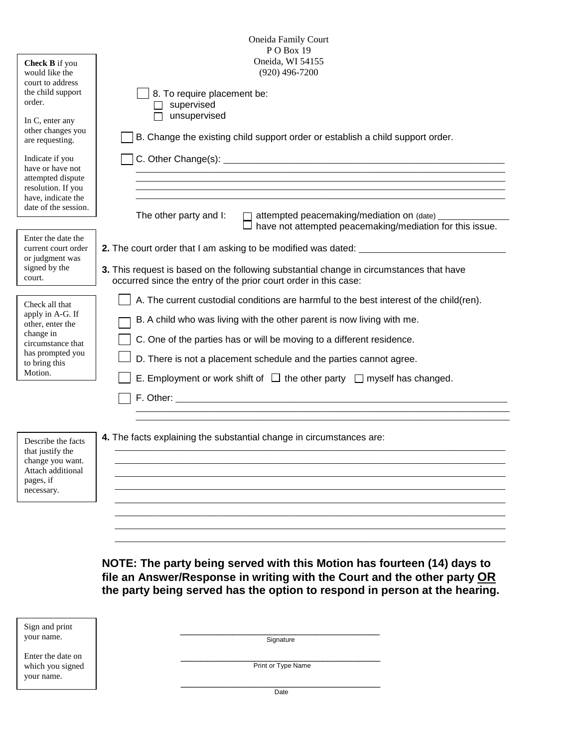Oneida Family Court
P O Box 19
Oneida, WI 54155
(920) 496-7200

> **Check B** if you would like the court to address the child support order.
>
> In C, enter any other changes you are requesting.
>
> Indicate if you have or have not attempted dispute resolution. If you have, indicate the date of the session.

☐ 8. To require placement be:
- ☐ supervised
- ☐ unsupervised

☐ B. Change the existing child support order or establish a child support order.

☐ C. Other Change(s): ____________________________________________
____________________________________________
____________________________________________
____________________________________________
____________________________________________

The other party and I:
- ☐ attempted peacemaking/mediation on (date) ______________
- ☐ have not attempted peacemaking/mediation for this issue.

> Enter the date the current court order or judgment was signed by the court.

**2.** The court order that I am asking to be modified was dated: ____________________________

**3.** This request is based on the following substantial change in circumstances that have occurred since the entry of the prior court order in this case:

> Check all that apply in A-G. If other, enter the change in circumstance that has prompted you to bring this Motion.

☐ A. The current custodial conditions are harmful to the best interest of the child(ren).

☐ B. A child who was living with the other parent is now living with me.

☐ C. One of the parties has or will be moving to a different residence.

☐ D. There is not a placement schedule and the parties cannot agree.

☐ E. Employment or work shift of ☐ the other party ☐ myself has changed.

☐ F. Other: ____________________________________________
____________________________________________
____________________________________________

> Describe the facts that justify the change you want. Attach additional pages, if necessary.

**4.** The facts explaining the substantial change in circumstances are:
____________________________________________
____________________________________________
____________________________________________
____________________________________________
____________________________________________
____________________________________________
____________________________________________
____________________________________________

**NOTE: The party being served with this Motion has fourteen (14) days to file an Answer/Response in writing with the Court and the other party <u>OR</u> the party being served has the option to respond in person at the hearing.**

> Sign and print your name.
>
> Enter the date on which you signed your name.

____________________________________________
Signature

____________________________________________
Print or Type Name

____________________________________________
Date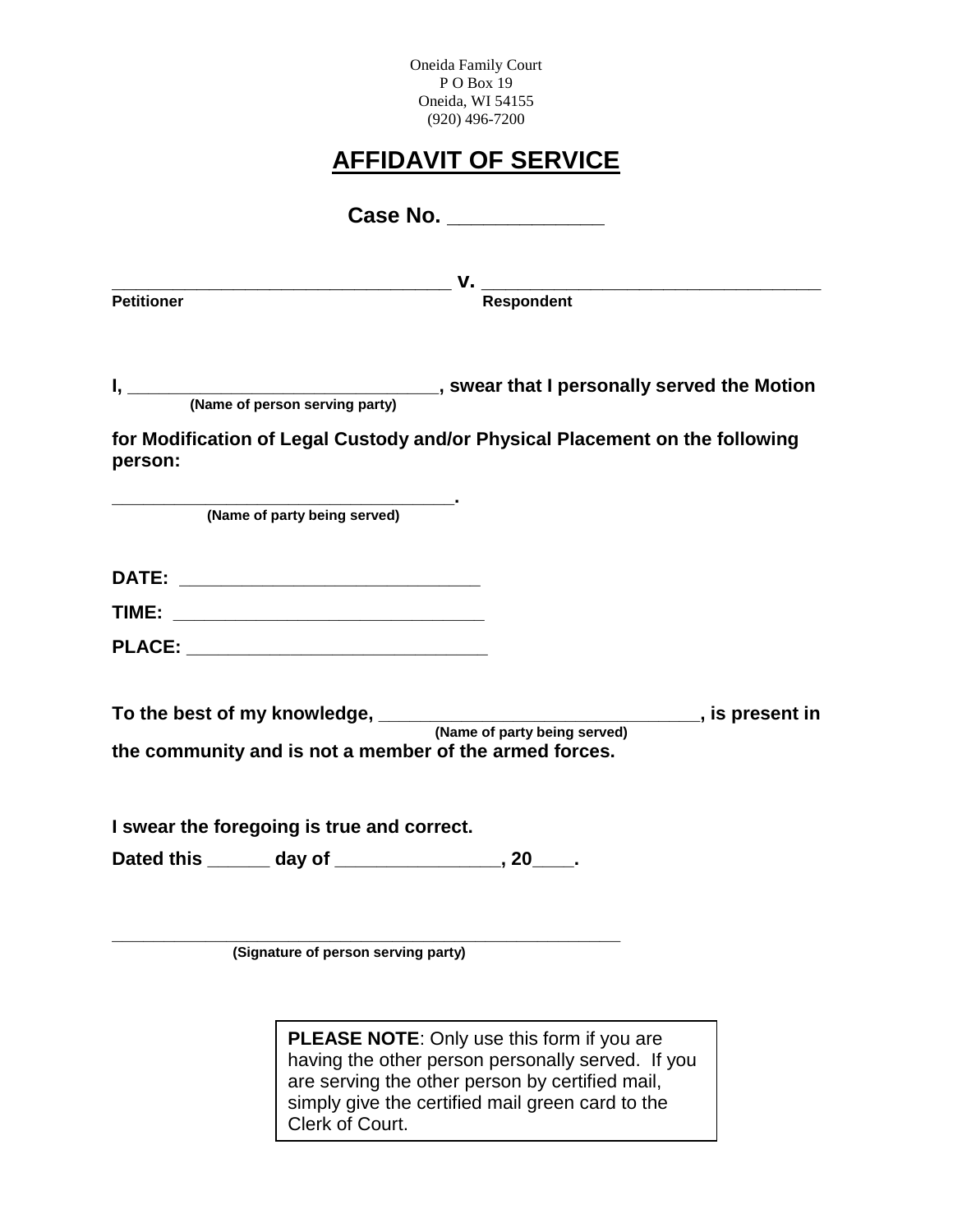Oneida Family Court
P O Box 19
Oneida, WI 54155
(920) 496-7200

# AFFIDAVIT OF SERVICE

**Case No. \_\_\_\_\_\_\_\_\_\_\_\_\_\_**

\_\_\_\_\_\_\_\_\_\_\_\_\_\_\_\_\_\_\_\_\_\_\_\_\_\_\_\_\_\_\_\_\_\_\_\_ **v.** \_\_\_\_\_\_\_\_\_\_\_\_\_\_\_\_\_\_\_\_\_\_\_\_\_\_\_\_\_\_\_\_\_\_\_\_
**Petitioner** **Respondent**

**I, \_\_\_\_\_\_\_\_\_\_\_\_\_\_\_\_\_\_\_\_\_\_\_\_\_\_\_\_\_\_\_\_, swear that I personally served the Motion**
**(Name of person serving party)**

**for Modification of Legal Custody and/or Physical Placement on the following person:**

**\_\_\_\_\_\_\_\_\_\_\_\_\_\_\_\_\_\_\_\_\_\_\_\_\_\_\_\_\_\_\_\_\_\_\_\_.**
**(Name of party being served)**

**DATE:** \_\_\_\_\_\_\_\_\_\_\_\_\_\_\_\_\_\_\_\_\_\_\_\_\_\_\_\_\_\_\_\_

**TIME:** \_\_\_\_\_\_\_\_\_\_\_\_\_\_\_\_\_\_\_\_\_\_\_\_\_\_\_\_\_\_\_\_

**PLACE:** \_\_\_\_\_\_\_\_\_\_\_\_\_\_\_\_\_\_\_\_\_\_\_\_\_\_\_\_\_\_\_\_

**To the best of my knowledge, \_\_\_\_\_\_\_\_\_\_\_\_\_\_\_\_\_\_\_\_\_\_\_\_\_\_\_\_\_\_\_\_, is present in**
**(Name of party being served)**
**the community and is not a member of the armed forces.**

**I swear the foregoing is true and correct.**

**Dated this \_\_\_\_\_\_ day of \_\_\_\_\_\_\_\_\_\_\_\_\_\_\_\_, 20\_\_\_\_.**

\_\_\_\_\_\_\_\_\_\_\_\_\_\_\_\_\_\_\_\_\_\_\_\_\_\_\_\_\_\_\_\_\_\_\_\_\_\_\_\_\_\_\_\_\_\_\_\_\_\_\_\_\_\_
**(Signature of person serving party)**

> **PLEASE NOTE**: Only use this form if you are having the other person personally served. If you are serving the other person by certified mail, simply give the certified mail green card to the Clerk of Court.